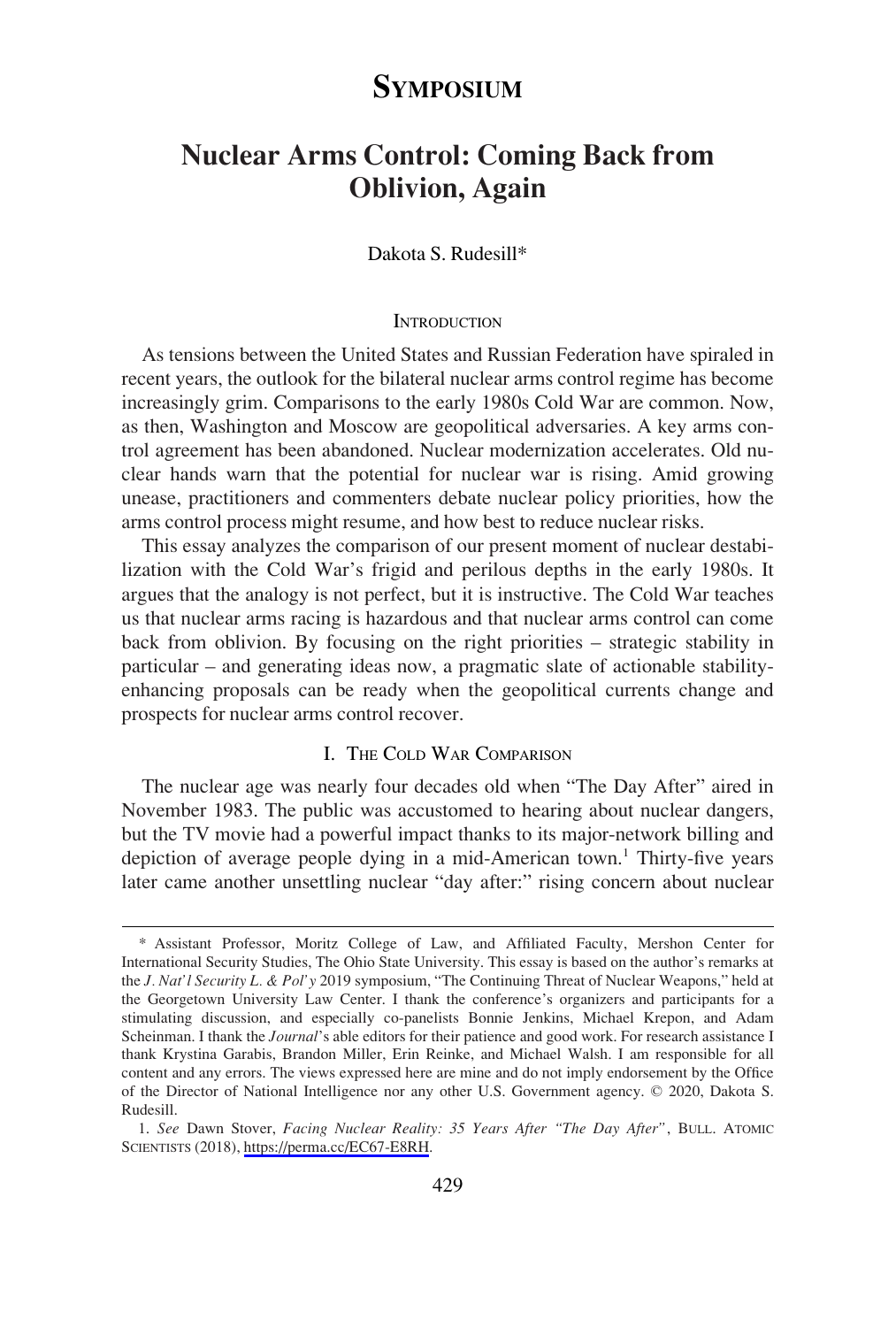# SYMPOSIUM

## Nuclear Arms Control: Coming Back from Oblivion, Again

Dakota S. Rudesill*

### INTRODUCTION

As tensions between the United States and Russian Federation have spiraled in recent years, the outlook for the bilateral nuclear arms control regime has become increasingly grim. Comparisons to the early 1980s Cold War are common. Now, as then, Washington and Moscow are geopolitical adversaries. A key arms control agreement has been abandoned. Nuclear modernization accelerates. Old nuclear hands warn that the potential for nuclear war is rising. Amid growing unease, practitioners and commenters debate nuclear policy priorities, how the arms control process might resume, and how best to reduce nuclear risks.

This essay analyzes the comparison of our present moment of nuclear destabilization with the Cold War's frigid and perilous depths in the early 1980s. It argues that the analogy is not perfect, but it is instructive. The Cold War teaches us that nuclear arms racing is hazardous and that nuclear arms control can come back from oblivion. By focusing on the right priorities – strategic stability in particular – and generating ideas now, a pragmatic slate of actionable stability-enhancing proposals can be ready when the geopolitical currents change and prospects for nuclear arms control recover.

### I. THE COLD WAR COMPARISON

The nuclear age was nearly four decades old when "The Day After" aired in November 1983. The public was accustomed to hearing about nuclear dangers, but the TV movie had a powerful impact thanks to its major-network billing and depiction of average people dying in a mid-American town.[1] Thirty-five years later came another unsettling nuclear "day after:" rising concern about nuclear

---

\* Assistant Professor, Moritz College of Law, and Affiliated Faculty, Mershon Center for International Security Studies, The Ohio State University. This essay is based on the author's remarks at the *J. Nat'l Security L. & Pol'y* 2019 symposium, "The Continuing Threat of Nuclear Weapons," held at the Georgetown University Law Center. I thank the conference's organizers and participants for a stimulating discussion, and especially co-panelists Bonnie Jenkins, Michael Krepon, and Adam Scheinman. I thank the *Journal*'s able editors for their patience and good work. For research assistance I thank Krystina Garabis, Brandon Miller, Erin Reinke, and Michael Walsh. I am responsible for all content and any errors. The views expressed here are mine and do not imply endorsement by the Office of the Director of National Intelligence nor any other U.S. Government agency. © 2020, Dakota S. Rudesill.

1. *See* Dawn Stover, *Facing Nuclear Reality: 35 Years After "The Day After"*, BULL. ATOMIC SCIENTISTS (2018), https://perma.cc/EC67-E8RH.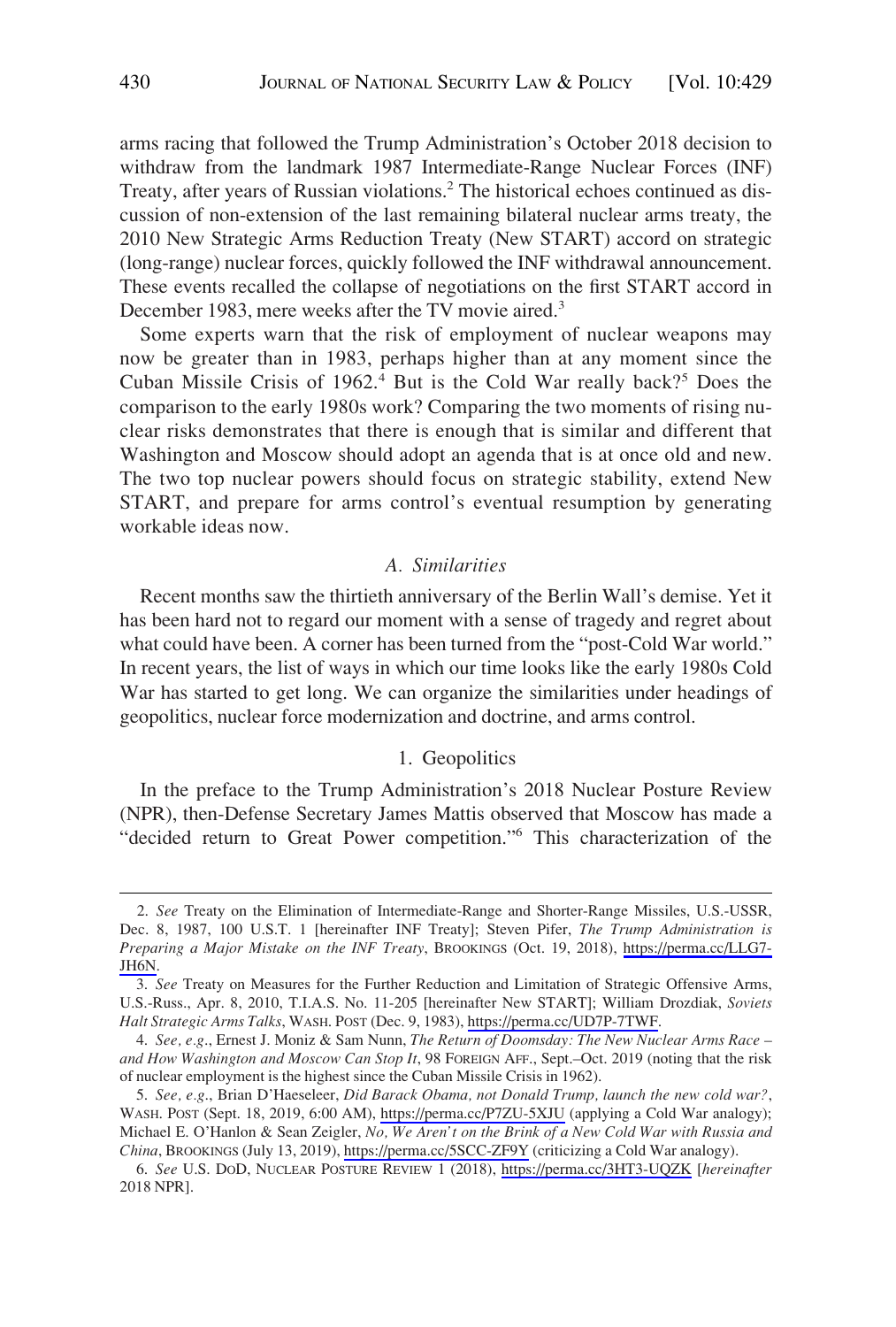arms racing that followed the Trump Administration's October 2018 decision to withdraw from the landmark 1987 Intermediate-Range Nuclear Forces (INF) Treaty, after years of Russian violations.[2] The historical echoes continued as discussion of non-extension of the last remaining bilateral nuclear arms treaty, the 2010 New Strategic Arms Reduction Treaty (New START) accord on strategic (long-range) nuclear forces, quickly followed the INF withdrawal announcement. These events recalled the collapse of negotiations on the first START accord in December 1983, mere weeks after the TV movie aired.[3]

Some experts warn that the risk of employment of nuclear weapons may now be greater than in 1983, perhaps higher than at any moment since the Cuban Missile Crisis of 1962.[4] But is the Cold War really back?[5] Does the comparison to the early 1980s work? Comparing the two moments of rising nuclear risks demonstrates that there is enough that is similar and different that Washington and Moscow should adopt an agenda that is at once old and new. The two top nuclear powers should focus on strategic stability, extend New START, and prepare for arms control's eventual resumption by generating workable ideas now.

### *A. Similarities*

Recent months saw the thirtieth anniversary of the Berlin Wall's demise. Yet it has been hard not to regard our moment with a sense of tragedy and regret about what could have been. A corner has been turned from the "post-Cold War world." In recent years, the list of ways in which our time looks like the early 1980s Cold War has started to get long. We can organize the similarities under headings of geopolitics, nuclear force modernization and doctrine, and arms control.

#### 1. Geopolitics

In the preface to the Trump Administration's 2018 Nuclear Posture Review (NPR), then-Defense Secretary James Mattis observed that Moscow has made a "decided return to Great Power competition."[6] This characterization of the

---

2. *See* Treaty on the Elimination of Intermediate-Range and Shorter-Range Missiles, U.S.-USSR, Dec. 8, 1987, 100 U.S.T. 1 [hereinafter INF Treaty]; Steven Pifer, *The Trump Administration is Preparing a Major Mistake on the INF Treaty*, BROOKINGS (Oct. 19, 2018), https://perma.cc/LLG7-JH6N.

3. *See* Treaty on Measures for the Further Reduction and Limitation of Strategic Offensive Arms, U.S.-Russ., Apr. 8, 2010, T.I.A.S. No. 11-205 [hereinafter New START]; William Drozdiak, *Soviets Halt Strategic Arms Talks*, WASH. POST (Dec. 9, 1983), https://perma.cc/UD7P-7TWF.

4. *See, e.g.*, Ernest J. Moniz & Sam Nunn, *The Return of Doomsday: The New Nuclear Arms Race – and How Washington and Moscow Can Stop It*, 98 FOREIGN AFF., Sept.–Oct. 2019 (noting that the risk of nuclear employment is the highest since the Cuban Missile Crisis in 1962).

5. *See, e.g.*, Brian D'Haeseleer, *Did Barack Obama, not Donald Trump, launch the new cold war?*, WASH. POST (Sept. 18, 2019, 6:00 AM), https://perma.cc/P7ZU-5XJU (applying a Cold War analogy); Michael E. O'Hanlon & Sean Zeigler, *No, We Aren't on the Brink of a New Cold War with Russia and China*, BROOKINGS (July 13, 2019), https://perma.cc/5SCC-ZF9Y (criticizing a Cold War analogy).

6. *See* U.S. DoD, NUCLEAR POSTURE REVIEW 1 (2018), https://perma.cc/3HT3-UQZK [*hereinafter* 2018 NPR].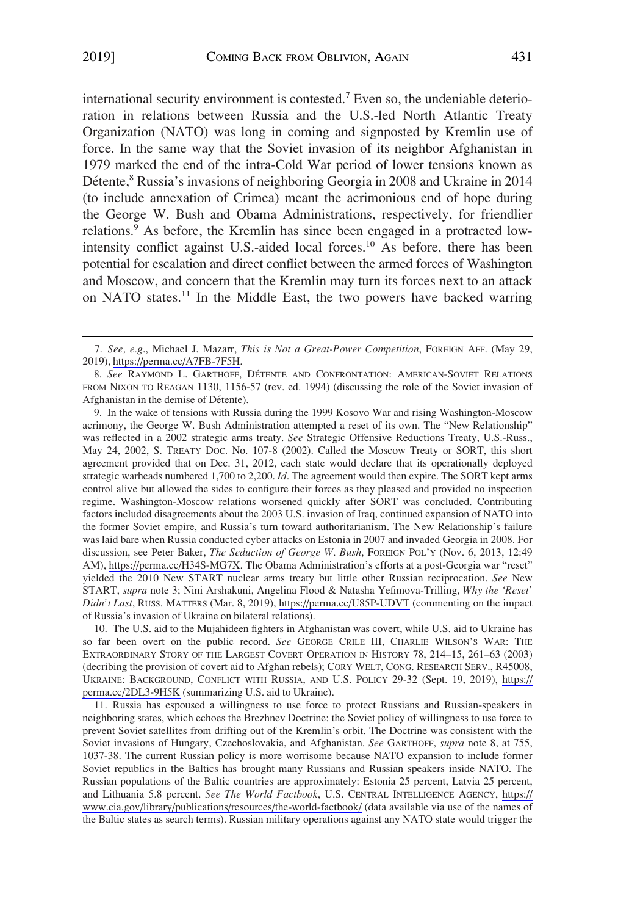international security environment is contested.[7] Even so, the undeniable deterioration in relations between Russia and the U.S.-led North Atlantic Treaty Organization (NATO) was long in coming and signposted by Kremlin use of force. In the same way that the Soviet invasion of its neighbor Afghanistan in 1979 marked the end of the intra-Cold War period of lower tensions known as Détente,[8] Russia's invasions of neighboring Georgia in 2008 and Ukraine in 2014 (to include annexation of Crimea) meant the acrimonious end of hope during the George W. Bush and Obama Administrations, respectively, for friendlier relations.[9] As before, the Kremlin has since been engaged in a protracted low-intensity conflict against U.S.-aided local forces.[10] As before, there has been potential for escalation and direct conflict between the armed forces of Washington and Moscow, and concern that the Kremlin may turn its forces next to an attack on NATO states.[11] In the Middle East, the two powers have backed warring

---

7. *See, e.g.*, Michael J. Mazarr, *This is Not a Great-Power Competition*, FOREIGN AFF. (May 29, 2019), https://perma.cc/A7FB-7F5H.

8. *See* RAYMOND L. GARTHOFF, DÉTENTE AND CONFRONTATION: AMERICAN-SOVIET RELATIONS FROM NIXON TO REAGAN 1130, 1156-57 (rev. ed. 1994) (discussing the role of the Soviet invasion of Afghanistan in the demise of Détente).

9. In the wake of tensions with Russia during the 1999 Kosovo War and rising Washington-Moscow acrimony, the George W. Bush Administration attempted a reset of its own. The "New Relationship" was reflected in a 2002 strategic arms treaty. *See* Strategic Offensive Reductions Treaty, U.S.-Russ., May 24, 2002, S. TREATY DOC. No. 107-8 (2002). Called the Moscow Treaty or SORT, this short agreement provided that on Dec. 31, 2012, each state would declare that its operationally deployed strategic warheads numbered 1,700 to 2,200. *Id*. The agreement would then expire. The SORT kept arms control alive but allowed the sides to configure their forces as they pleased and provided no inspection regime. Washington-Moscow relations worsened quickly after SORT was concluded. Contributing factors included disagreements about the 2003 U.S. invasion of Iraq, continued expansion of NATO into the former Soviet empire, and Russia's turn toward authoritarianism. The New Relationship's failure was laid bare when Russia conducted cyber attacks on Estonia in 2007 and invaded Georgia in 2008. For discussion, see Peter Baker, *The Seduction of George W. Bush*, FOREIGN POL'Y (Nov. 6, 2013, 12:49 AM), https://perma.cc/H34S-MG7X. The Obama Administration's efforts at a post-Georgia war "reset" yielded the 2010 New START nuclear arms treaty but little other Russian reciprocation. *See* New START, *supra* note 3; Nini Arshakuni, Angelina Flood & Natasha Yefimova-Trilling, *Why the 'Reset' Didn't Last*, RUSS. MATTERS (Mar. 8, 2019), https://perma.cc/U85P-UDVT (commenting on the impact of Russia's invasion of Ukraine on bilateral relations).

10. The U.S. aid to the Mujahideen fighters in Afghanistan was covert, while U.S. aid to Ukraine has so far been overt on the public record. *See* GEORGE CRILE III, CHARLIE WILSON'S WAR: THE EXTRAORDINARY STORY OF THE LARGEST COVERT OPERATION IN HISTORY 78, 214–15, 261–63 (2003) (decribing the provision of covert aid to Afghan rebels); CORY WELT, CONG. RESEARCH SERV., R45008, UKRAINE: BACKGROUND, CONFLICT WITH RUSSIA, AND U.S. POLICY 29-32 (Sept. 19, 2019), https://perma.cc/2DL3-9H5K (summarizing U.S. aid to Ukraine).

11. Russia has espoused a willingness to use force to protect Russians and Russian-speakers in neighboring states, which echoes the Brezhnev Doctrine: the Soviet policy of willingness to use force to prevent Soviet satellites from drifting out of the Kremlin's orbit. The Doctrine was consistent with the Soviet invasions of Hungary, Czechoslovakia, and Afghanistan. *See* GARTHOFF, *supra* note 8, at 755, 1037-38. The current Russian policy is more worrisome because NATO expansion to include former Soviet republics in the Baltics has brought many Russians and Russian speakers inside NATO. The Russian populations of the Baltic countries are approximately: Estonia 25 percent, Latvia 25 percent, and Lithuania 5.8 percent. *See The World Factbook*, U.S. CENTRAL INTELLIGENCE AGENCY, https://www.cia.gov/library/publications/resources/the-world-factbook/ (data available via use of the names of the Baltic states as search terms). Russian military operations against any NATO state would trigger the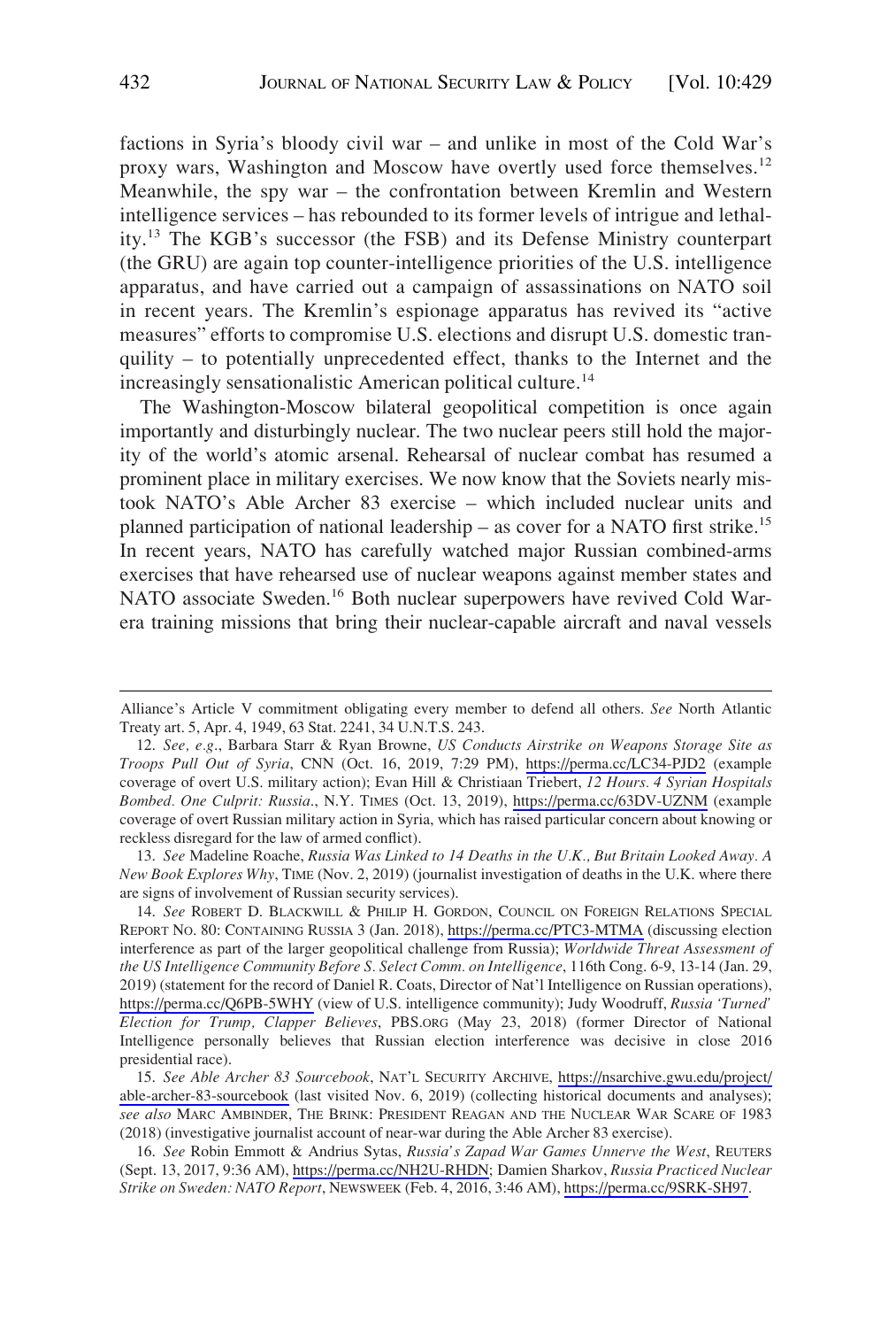factions in Syria's bloody civil war – and unlike in most of the Cold War's proxy wars, Washington and Moscow have overtly used force themselves.[12] Meanwhile, the spy war – the confrontation between Kremlin and Western intelligence services – has rebounded to its former levels of intrigue and lethality.[13] The KGB's successor (the FSB) and its Defense Ministry counterpart (the GRU) are again top counter-intelligence priorities of the U.S. intelligence apparatus, and have carried out a campaign of assassinations on NATO soil in recent years. The Kremlin's espionage apparatus has revived its "active measures" efforts to compromise U.S. elections and disrupt U.S. domestic tranquility – to potentially unprecedented effect, thanks to the Internet and the increasingly sensationalistic American political culture.[14]

The Washington-Moscow bilateral geopolitical competition is once again importantly and disturbingly nuclear. The two nuclear peers still hold the majority of the world's atomic arsenal. Rehearsal of nuclear combat has resumed a prominent place in military exercises. We now know that the Soviets nearly mistook NATO's Able Archer 83 exercise – which included nuclear units and planned participation of national leadership – as cover for a NATO first strike.[15] In recent years, NATO has carefully watched major Russian combined-arms exercises that have rehearsed use of nuclear weapons against member states and NATO associate Sweden.[16] Both nuclear superpowers have revived Cold War-era training missions that bring their nuclear-capable aircraft and naval vessels

---

Alliance's Article V commitment obligating every member to defend all others. *See* North Atlantic Treaty art. 5, Apr. 4, 1949, 63 Stat. 2241, 34 U.N.T.S. 243.

12. *See, e.g.*, Barbara Starr & Ryan Browne, *US Conducts Airstrike on Weapons Storage Site as Troops Pull Out of Syria*, CNN (Oct. 16, 2019, 7:29 PM), https://perma.cc/LC34-PJD2 (example coverage of overt U.S. military action); Evan Hill & Christiaan Triebert, *12 Hours. 4 Syrian Hospitals Bombed. One Culprit: Russia.*, N.Y. TIMES (Oct. 13, 2019), https://perma.cc/63DV-UZNM (example coverage of overt Russian military action in Syria, which has raised particular concern about knowing or reckless disregard for the law of armed conflict).

13. *See* Madeline Roache, *Russia Was Linked to 14 Deaths in the U.K., But Britain Looked Away. A New Book Explores Why*, TIME (Nov. 2, 2019) (journalist investigation of deaths in the U.K. where there are signs of involvement of Russian security services).

14. *See* ROBERT D. BLACKWILL & PHILIP H. GORDON, COUNCIL ON FOREIGN RELATIONS SPECIAL REPORT NO. 80: CONTAINING RUSSIA 3 (Jan. 2018), https://perma.cc/PTC3-MTMA (discussing election interference as part of the larger geopolitical challenge from Russia); *Worldwide Threat Assessment of the US Intelligence Community Before S. Select Comm. on Intelligence*, 116th Cong. 6-9, 13-14 (Jan. 29, 2019) (statement for the record of Daniel R. Coats, Director of Nat'l Intelligence on Russian operations), https://perma.cc/Q6PB-5WHY (view of U.S. intelligence community); Judy Woodruff, *Russia 'Turned' Election for Trump, Clapper Believes*, PBS.ORG (May 23, 2018) (former Director of National Intelligence personally believes that Russian election interference was decisive in close 2016 presidential race).

15. *See Able Archer 83 Sourcebook*, NAT'L SECURITY ARCHIVE, https://nsarchive.gwu.edu/project/able-archer-83-sourcebook (last visited Nov. 6, 2019) (collecting historical documents and analyses); *see also* MARC AMBINDER, THE BRINK: PRESIDENT REAGAN AND THE NUCLEAR WAR SCARE OF 1983 (2018) (investigative journalist account of near-war during the Able Archer 83 exercise).

16. *See* Robin Emmott & Andrius Sytas, *Russia's Zapad War Games Unnerve the West*, REUTERS (Sept. 13, 2017, 9:36 AM), https://perma.cc/NH2U-RHDN; Damien Sharkov, *Russia Practiced Nuclear Strike on Sweden: NATO Report*, NEWSWEEK (Feb. 4, 2016, 3:46 AM), https://perma.cc/9SRK-SH97.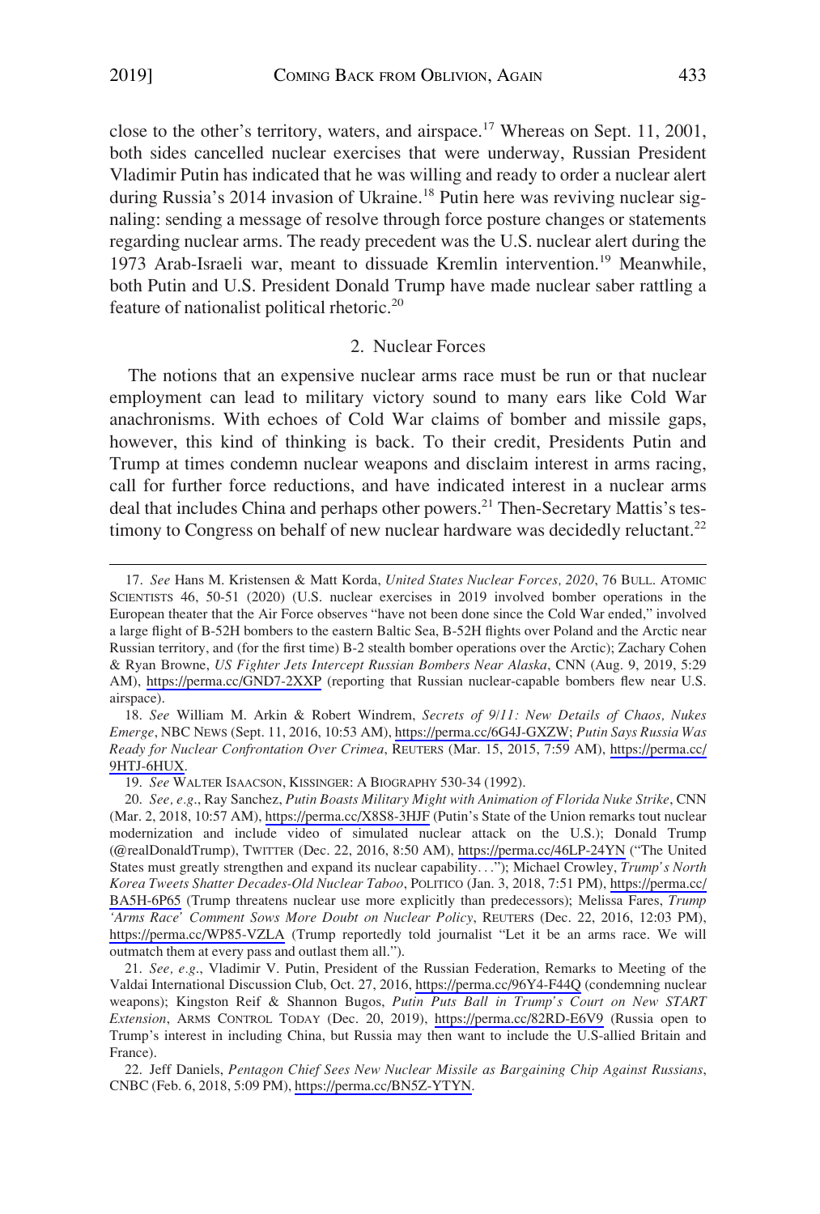close to the other's territory, waters, and airspace.[17] Whereas on Sept. 11, 2001, both sides cancelled nuclear exercises that were underway, Russian President Vladimir Putin has indicated that he was willing and ready to order a nuclear alert during Russia's 2014 invasion of Ukraine.[18] Putin here was reviving nuclear signaling: sending a message of resolve through force posture changes or statements regarding nuclear arms. The ready precedent was the U.S. nuclear alert during the 1973 Arab-Israeli war, meant to dissuade Kremlin intervention.[19] Meanwhile, both Putin and U.S. President Donald Trump have made nuclear saber rattling a feature of nationalist political rhetoric.[20]

### 2. Nuclear Forces

The notions that an expensive nuclear arms race must be run or that nuclear employment can lead to military victory sound to many ears like Cold War anachronisms. With echoes of Cold War claims of bomber and missile gaps, however, this kind of thinking is back. To their credit, Presidents Putin and Trump at times condemn nuclear weapons and disclaim interest in arms racing, call for further force reductions, and have indicated interest in a nuclear arms deal that includes China and perhaps other powers.[21] Then-Secretary Mattis's testimony to Congress on behalf of new nuclear hardware was decidedly reluctant.[22]

---

17. *See* Hans M. Kristensen & Matt Korda, *United States Nuclear Forces, 2020*, 76 BULL. ATOMIC SCIENTISTS 46, 50-51 (2020) (U.S. nuclear exercises in 2019 involved bomber operations in the European theater that the Air Force observes "have not been done since the Cold War ended," involved a large flight of B-52H bombers to the eastern Baltic Sea, B-52H flights over Poland and the Arctic near Russian territory, and (for the first time) B-2 stealth bomber operations over the Arctic); Zachary Cohen & Ryan Browne, *US Fighter Jets Intercept Russian Bombers Near Alaska*, CNN (Aug. 9, 2019, 5:29 AM), https://perma.cc/GND7-2XXP (reporting that Russian nuclear-capable bombers flew near U.S. airspace).

18. *See* William M. Arkin & Robert Windrem, *Secrets of 9/11: New Details of Chaos, Nukes Emerge*, NBC NEWS (Sept. 11, 2016, 10:53 AM), https://perma.cc/6G4J-GXZW; *Putin Says Russia Was Ready for Nuclear Confrontation Over Crimea*, REUTERS (Mar. 15, 2015, 7:59 AM), https://perma.cc/9HTJ-6HUX.

19. *See* WALTER ISAACSON, KISSINGER: A BIOGRAPHY 530-34 (1992).

20. *See, e.g.*, Ray Sanchez, *Putin Boasts Military Might with Animation of Florida Nuke Strike*, CNN (Mar. 2, 2018, 10:57 AM), https://perma.cc/X8S8-3HJF (Putin's State of the Union remarks tout nuclear modernization and include video of simulated nuclear attack on the U.S.); Donald Trump (@realDonaldTrump), TWITTER (Dec. 22, 2016, 8:50 AM), https://perma.cc/46LP-24YN ("The United States must greatly strengthen and expand its nuclear capability. . ."); Michael Crowley, *Trump's North Korea Tweets Shatter Decades-Old Nuclear Taboo*, POLITICO (Jan. 3, 2018, 7:51 PM), https://perma.cc/BA5H-6P65 (Trump threatens nuclear use more explicitly than predecessors); Melissa Fares, *Trump 'Arms Race' Comment Sows More Doubt on Nuclear Policy*, REUTERS (Dec. 22, 2016, 12:03 PM), https://perma.cc/WP85-VZLA (Trump reportedly told journalist "Let it be an arms race. We will outmatch them at every pass and outlast them all.").

21. *See, e.g.*, Vladimir V. Putin, President of the Russian Federation, Remarks to Meeting of the Valdai International Discussion Club, Oct. 27, 2016, https://perma.cc/96Y4-F44Q (condemning nuclear weapons); Kingston Reif & Shannon Bugos, *Putin Puts Ball in Trump's Court on New START Extension*, ARMS CONTROL TODAY (Dec. 20, 2019), https://perma.cc/82RD-E6V9 (Russia open to Trump's interest in including China, but Russia may then want to include the U.S-allied Britain and France).

22. Jeff Daniels, *Pentagon Chief Sees New Nuclear Missile as Bargaining Chip Against Russians*, CNBC (Feb. 6, 2018, 5:09 PM), https://perma.cc/BN5Z-YTYN.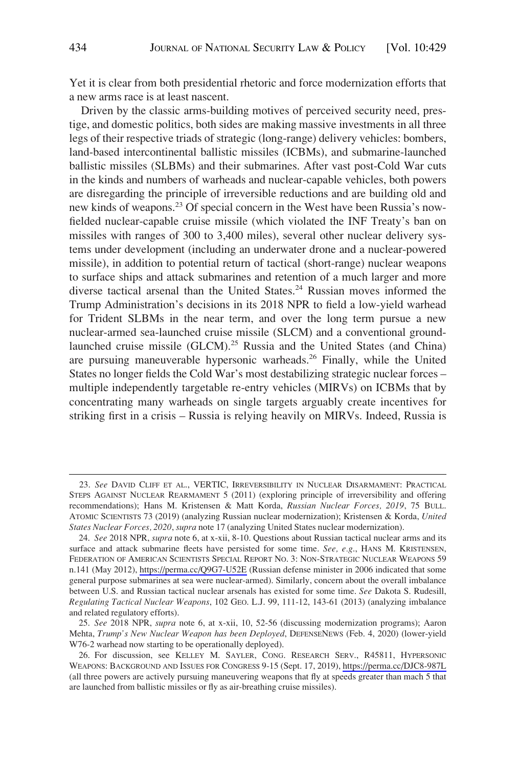Yet it is clear from both presidential rhetoric and force modernization efforts that a new arms race is at least nascent.

Driven by the classic arms-building motives of perceived security need, prestige, and domestic politics, both sides are making massive investments in all three legs of their respective triads of strategic (long-range) delivery vehicles: bombers, land-based intercontinental ballistic missiles (ICBMs), and submarine-launched ballistic missiles (SLBMs) and their submarines. After vast post-Cold War cuts in the kinds and numbers of warheads and nuclear-capable vehicles, both powers are disregarding the principle of irreversible reductions and are building old and new kinds of weapons.[23] Of special concern in the West have been Russia's now-fielded nuclear-capable cruise missile (which violated the INF Treaty's ban on missiles with ranges of 300 to 3,400 miles), several other nuclear delivery systems under development (including an underwater drone and a nuclear-powered missile), in addition to potential return of tactical (short-range) nuclear weapons to surface ships and attack submarines and retention of a much larger and more diverse tactical arsenal than the United States.[24] Russian moves informed the Trump Administration's decisions in its 2018 NPR to field a low-yield warhead for Trident SLBMs in the near term, and over the long term pursue a new nuclear-armed sea-launched cruise missile (SLCM) and a conventional ground-launched cruise missile (GLCM).[25] Russia and the United States (and China) are pursuing maneuverable hypersonic warheads.[26] Finally, while the United States no longer fields the Cold War's most destabilizing strategic nuclear forces – multiple independently targetable re-entry vehicles (MIRVs) on ICBMs that by concentrating many warheads on single targets arguably create incentives for striking first in a crisis – Russia is relying heavily on MIRVs. Indeed, Russia is

---

23. *See* DAVID CLIFF ET AL., VERTIC, IRREVERSIBILITY IN NUCLEAR DISARMAMENT: PRACTICAL STEPS AGAINST NUCLEAR REARMAMENT 5 (2011) (exploring principle of irreversibility and offering recommendations); Hans M. Kristensen & Matt Korda, *Russian Nuclear Forces, 2019*, 75 BULL. ATOMIC SCIENTISTS 73 (2019) (analyzing Russian nuclear modernization); Kristensen & Korda, *United States Nuclear Forces, 2020*, *supra* note 17 (analyzing United States nuclear modernization).

24. *See* 2018 NPR, *supra* note 6, at x-xii, 8-10. Questions about Russian tactical nuclear arms and its surface and attack submarine fleets have persisted for some time. *See, e.g.*, HANS M. KRISTENSEN, FEDERATION OF AMERICAN SCIENTISTS SPECIAL REPORT NO. 3: NON-STRATEGIC NUCLEAR WEAPONS 59 n.141 (May 2012), https://perma.cc/Q9G7-U52E (Russian defense minister in 2006 indicated that some general purpose submarines at sea were nuclear-armed). Similarly, concern about the overall imbalance between U.S. and Russian tactical nuclear arsenals has existed for some time. *See* Dakota S. Rudesill, *Regulating Tactical Nuclear Weapons*, 102 GEO. L.J. 99, 111-12, 143-61 (2013) (analyzing imbalance and related regulatory efforts).

25. *See* 2018 NPR, *supra* note 6, at x-xii, 10, 52-56 (discussing modernization programs); Aaron Mehta, *Trump's New Nuclear Weapon has been Deployed*, DEFENSENEWS (Feb. 4, 2020) (lower-yield W76-2 warhead now starting to be operationally deployed).

26. For discussion, see KELLEY M. SAYLER, CONG. RESEARCH SERV., R45811, HYPERSONIC WEAPONS: BACKGROUND AND ISSUES FOR CONGRESS 9-15 (Sept. 17, 2019), https://perma.cc/DJC8-987L (all three powers are actively pursuing maneuvering weapons that fly at speeds greater than mach 5 that are launched from ballistic missiles or fly as air-breathing cruise missiles).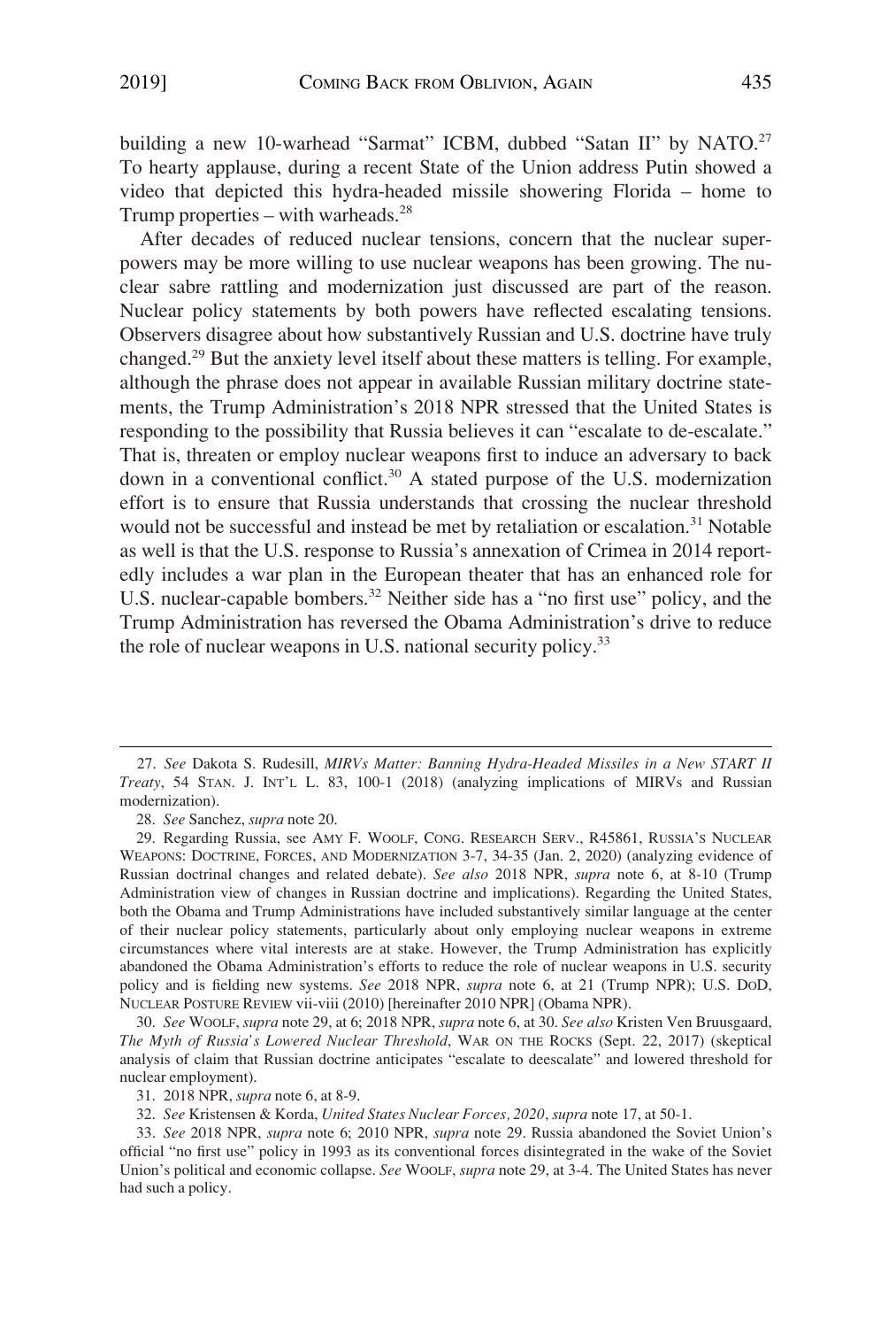building a new 10-warhead "Sarmat" ICBM, dubbed "Satan II" by NATO.[27] To hearty applause, during a recent State of the Union address Putin showed a video that depicted this hydra-headed missile showering Florida – home to Trump properties – with warheads.[28]

After decades of reduced nuclear tensions, concern that the nuclear superpowers may be more willing to use nuclear weapons has been growing. The nuclear sabre rattling and modernization just discussed are part of the reason. Nuclear policy statements by both powers have reflected escalating tensions. Observers disagree about how substantively Russian and U.S. doctrine have truly changed.[29] But the anxiety level itself about these matters is telling. For example, although the phrase does not appear in available Russian military doctrine statements, the Trump Administration's 2018 NPR stressed that the United States is responding to the possibility that Russia believes it can "escalate to de-escalate." That is, threaten or employ nuclear weapons first to induce an adversary to back down in a conventional conflict.[30] A stated purpose of the U.S. modernization effort is to ensure that Russia understands that crossing the nuclear threshold would not be successful and instead be met by retaliation or escalation.[31] Notable as well is that the U.S. response to Russia's annexation of Crimea in 2014 reportedly includes a war plan in the European theater that has an enhanced role for U.S. nuclear-capable bombers.[32] Neither side has a "no first use" policy, and the Trump Administration has reversed the Obama Administration's drive to reduce the role of nuclear weapons in U.S. national security policy.[33]

---

27. *See* Dakota S. Rudesill, *MIRVs Matter: Banning Hydra-Headed Missiles in a New START II Treaty*, 54 STAN. J. INT'L L. 83, 100-1 (2018) (analyzing implications of MIRVs and Russian modernization).

28. *See* Sanchez, *supra* note 20.

29. Regarding Russia, see AMY F. WOOLF, CONG. RESEARCH SERV., R45861, RUSSIA'S NUCLEAR WEAPONS: DOCTRINE, FORCES, AND MODERNIZATION 3-7, 34-35 (Jan. 2, 2020) (analyzing evidence of Russian doctrinal changes and related debate). *See also* 2018 NPR, *supra* note 6, at 8-10 (Trump Administration view of changes in Russian doctrine and implications). Regarding the United States, both the Obama and Trump Administrations have included substantively similar language at the center of their nuclear policy statements, particularly about only employing nuclear weapons in extreme circumstances where vital interests are at stake. However, the Trump Administration has explicitly abandoned the Obama Administration's efforts to reduce the role of nuclear weapons in U.S. security policy and is fielding new systems. *See* 2018 NPR, *supra* note 6, at 21 (Trump NPR); U.S. DoD, NUCLEAR POSTURE REVIEW vii-viii (2010) [hereinafter 2010 NPR] (Obama NPR).

30. *See* WOOLF, *supra* note 29, at 6; 2018 NPR, *supra* note 6, at 30. *See also* Kristen Ven Bruusgaard, *The Myth of Russia's Lowered Nuclear Threshold*, WAR ON THE ROCKS (Sept. 22, 2017) (skeptical analysis of claim that Russian doctrine anticipates "escalate to deescalate" and lowered threshold for nuclear employment).

31. 2018 NPR, *supra* note 6, at 8-9.

32. *See* Kristensen & Korda, *United States Nuclear Forces, 2020*, *supra* note 17, at 50-1.

33. *See* 2018 NPR, *supra* note 6; 2010 NPR, *supra* note 29. Russia abandoned the Soviet Union's official "no first use" policy in 1993 as its conventional forces disintegrated in the wake of the Soviet Union's political and economic collapse. *See* WOOLF, *supra* note 29, at 3-4. The United States has never had such a policy.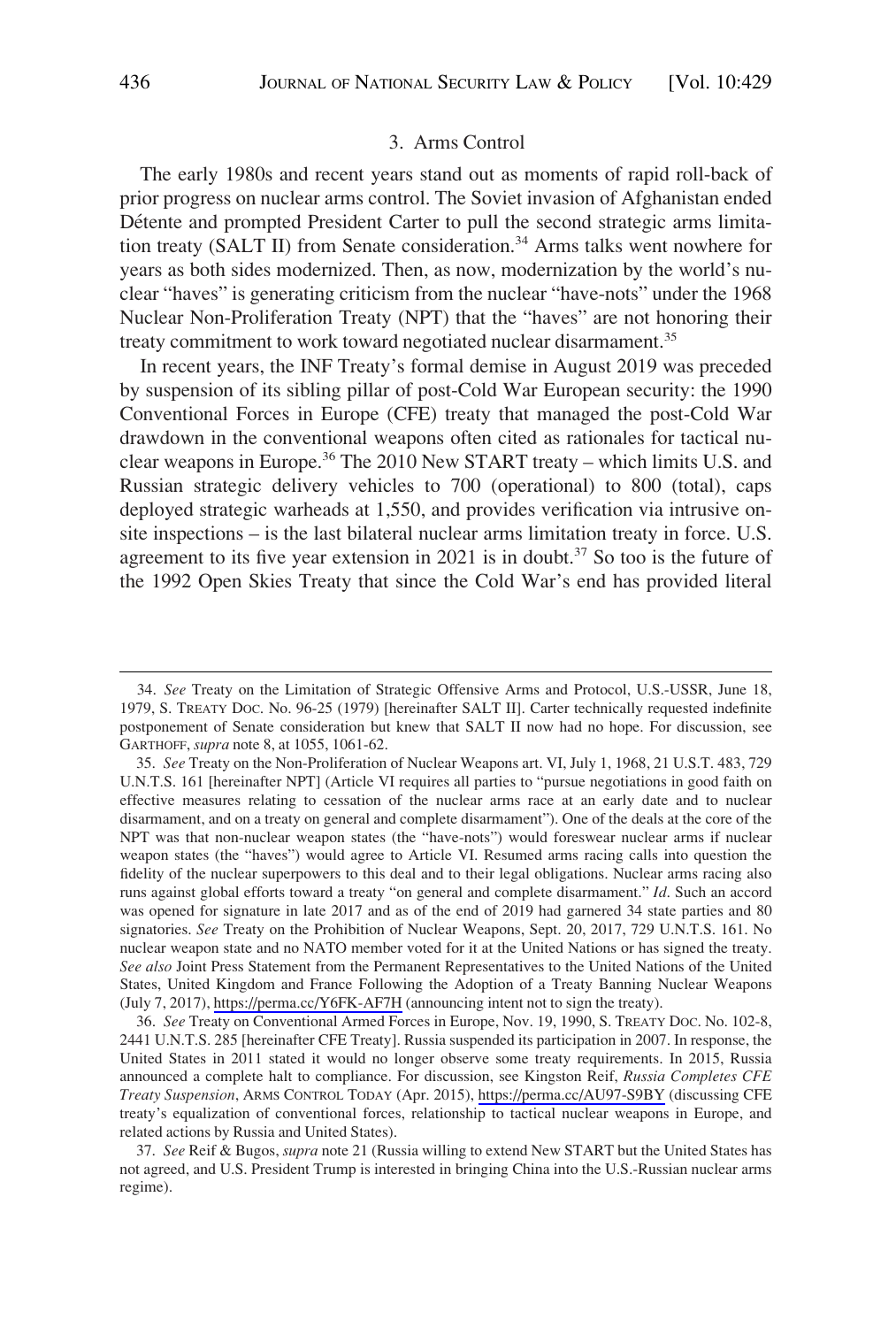### 3. Arms Control

The early 1980s and recent years stand out as moments of rapid roll-back of prior progress on nuclear arms control. The Soviet invasion of Afghanistan ended Détente and prompted President Carter to pull the second strategic arms limitation treaty (SALT II) from Senate consideration.[34] Arms talks went nowhere for years as both sides modernized. Then, as now, modernization by the world's nuclear "haves" is generating criticism from the nuclear "have-nots" under the 1968 Nuclear Non-Proliferation Treaty (NPT) that the "haves" are not honoring their treaty commitment to work toward negotiated nuclear disarmament.[35]

In recent years, the INF Treaty's formal demise in August 2019 was preceded by suspension of its sibling pillar of post-Cold War European security: the 1990 Conventional Forces in Europe (CFE) treaty that managed the post-Cold War drawdown in the conventional weapons often cited as rationales for tactical nuclear weapons in Europe.[36] The 2010 New START treaty – which limits U.S. and Russian strategic delivery vehicles to 700 (operational) to 800 (total), caps deployed strategic warheads at 1,550, and provides verification via intrusive on-site inspections – is the last bilateral nuclear arms limitation treaty in force. U.S. agreement to its five year extension in 2021 is in doubt.[37] So too is the future of the 1992 Open Skies Treaty that since the Cold War's end has provided literal

---

34. *See* Treaty on the Limitation of Strategic Offensive Arms and Protocol, U.S.-USSR, June 18, 1979, S. TREATY DOC. No. 96-25 (1979) [hereinafter SALT II]. Carter technically requested indefinite postponement of Senate consideration but knew that SALT II now had no hope. For discussion, see GARTHOFF, *supra* note 8, at 1055, 1061-62.

35. *See* Treaty on the Non-Proliferation of Nuclear Weapons art. VI, July 1, 1968, 21 U.S.T. 483, 729 U.N.T.S. 161 [hereinafter NPT] (Article VI requires all parties to "pursue negotiations in good faith on effective measures relating to cessation of the nuclear arms race at an early date and to nuclear disarmament, and on a treaty on general and complete disarmament"). One of the deals at the core of the NPT was that non-nuclear weapon states (the "have-nots") would foreswear nuclear arms if nuclear weapon states (the "haves") would agree to Article VI. Resumed arms racing calls into question the fidelity of the nuclear superpowers to this deal and to their legal obligations. Nuclear arms racing also runs against global efforts toward a treaty "on general and complete disarmament." *Id*. Such an accord was opened for signature in late 2017 and as of the end of 2019 had garnered 34 state parties and 80 signatories. *See* Treaty on the Prohibition of Nuclear Weapons, Sept. 20, 2017, 729 U.N.T.S. 161. No nuclear weapon state and no NATO member voted for it at the United Nations or has signed the treaty. *See also* Joint Press Statement from the Permanent Representatives to the United Nations of the United States, United Kingdom and France Following the Adoption of a Treaty Banning Nuclear Weapons (July 7, 2017), https://perma.cc/Y6FK-AF7H (announcing intent not to sign the treaty).

36. *See* Treaty on Conventional Armed Forces in Europe, Nov. 19, 1990, S. TREATY DOC. No. 102-8, 2441 U.N.T.S. 285 [hereinafter CFE Treaty]. Russia suspended its participation in 2007. In response, the United States in 2011 stated it would no longer observe some treaty requirements. In 2015, Russia announced a complete halt to compliance. For discussion, see Kingston Reif, *Russia Completes CFE Treaty Suspension*, ARMS CONTROL TODAY (Apr. 2015), https://perma.cc/AU97-S9BY (discussing CFE treaty's equalization of conventional forces, relationship to tactical nuclear weapons in Europe, and related actions by Russia and United States).

37. *See* Reif & Bugos, *supra* note 21 (Russia willing to extend New START but the United States has not agreed, and U.S. President Trump is interested in bringing China into the U.S.-Russian nuclear arms regime).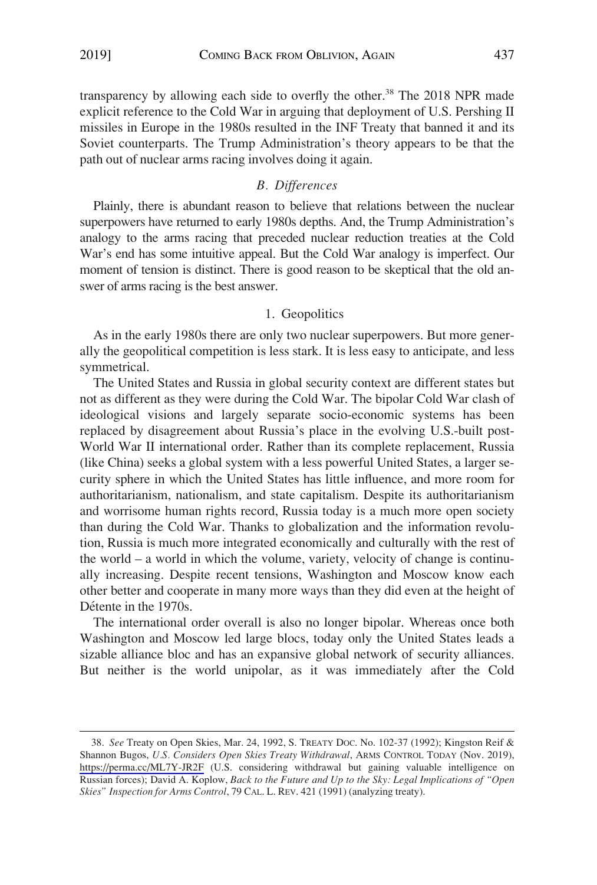transparency by allowing each side to overfly the other.[38] The 2018 NPR made explicit reference to the Cold War in arguing that deployment of U.S. Pershing II missiles in Europe in the 1980s resulted in the INF Treaty that banned it and its Soviet counterparts. The Trump Administration's theory appears to be that the path out of nuclear arms racing involves doing it again.

### *B. Differences*

Plainly, there is abundant reason to believe that relations between the nuclear superpowers have returned to early 1980s depths. And, the Trump Administration's analogy to the arms racing that preceded nuclear reduction treaties at the Cold War's end has some intuitive appeal. But the Cold War analogy is imperfect. Our moment of tension is distinct. There is good reason to be skeptical that the old answer of arms racing is the best answer.

#### 1. Geopolitics

As in the early 1980s there are only two nuclear superpowers. But more generally the geopolitical competition is less stark. It is less easy to anticipate, and less symmetrical.

The United States and Russia in global security context are different states but not as different as they were during the Cold War. The bipolar Cold War clash of ideological visions and largely separate socio-economic systems has been replaced by disagreement about Russia's place in the evolving U.S.-built post-World War II international order. Rather than its complete replacement, Russia (like China) seeks a global system with a less powerful United States, a larger security sphere in which the United States has little influence, and more room for authoritarianism, nationalism, and state capitalism. Despite its authoritarianism and worrisome human rights record, Russia today is a much more open society than during the Cold War. Thanks to globalization and the information revolution, Russia is much more integrated economically and culturally with the rest of the world – a world in which the volume, variety, velocity of change is continually increasing. Despite recent tensions, Washington and Moscow know each other better and cooperate in many more ways than they did even at the height of Détente in the 1970s.

The international order overall is also no longer bipolar. Whereas once both Washington and Moscow led large blocs, today only the United States leads a sizable alliance bloc and has an expansive global network of security alliances. But neither is the world unipolar, as it was immediately after the Cold

---

38. *See* Treaty on Open Skies, Mar. 24, 1992, S. TREATY DOC. No. 102-37 (1992); Kingston Reif & Shannon Bugos, *U.S. Considers Open Skies Treaty Withdrawal*, ARMS CONTROL TODAY (Nov. 2019), https://perma.cc/ML7Y-JR2F (U.S. considering withdrawal but gaining valuable intelligence on Russian forces); David A. Koplow, *Back to the Future and Up to the Sky: Legal Implications of "Open Skies" Inspection for Arms Control*, 79 CAL. L. REV. 421 (1991) (analyzing treaty).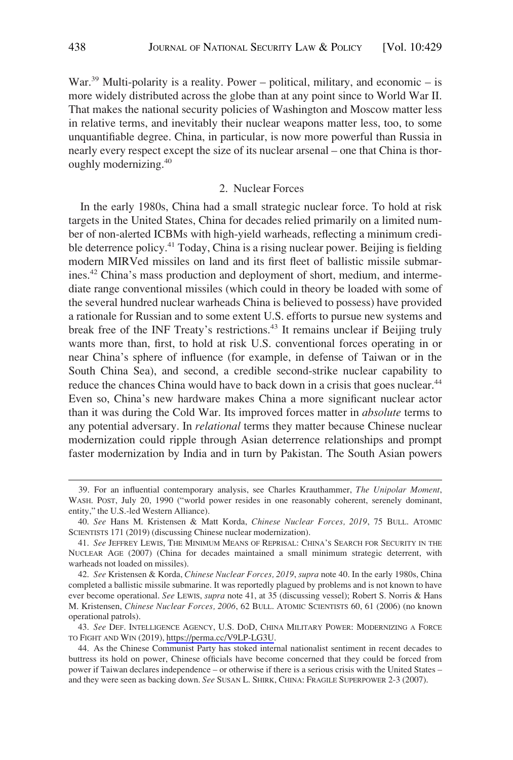War.[39] Multi-polarity is a reality. Power – political, military, and economic – is more widely distributed across the globe than at any point since to World War II. That makes the national security policies of Washington and Moscow matter less in relative terms, and inevitably their nuclear weapons matter less, too, to some unquantifiable degree. China, in particular, is now more powerful than Russia in nearly every respect except the size of its nuclear arsenal – one that China is thoroughly modernizing.[40]

### 2. Nuclear Forces

In the early 1980s, China had a small strategic nuclear force. To hold at risk targets in the United States, China for decades relied primarily on a limited number of non-alerted ICBMs with high-yield warheads, reflecting a minimum credible deterrence policy.[41] Today, China is a rising nuclear power. Beijing is fielding modern MIRVed missiles on land and its first fleet of ballistic missile submarines.[42] China's mass production and deployment of short, medium, and intermediate range conventional missiles (which could in theory be loaded with some of the several hundred nuclear warheads China is believed to possess) have provided a rationale for Russian and to some extent U.S. efforts to pursue new systems and break free of the INF Treaty's restrictions.[43] It remains unclear if Beijing truly wants more than, first, to hold at risk U.S. conventional forces operating in or near China's sphere of influence (for example, in defense of Taiwan or in the South China Sea), and second, a credible second-strike nuclear capability to reduce the chances China would have to back down in a crisis that goes nuclear.[44] Even so, China's new hardware makes China a more significant nuclear actor than it was during the Cold War. Its improved forces matter in *absolute* terms to any potential adversary. In *relational* terms they matter because Chinese nuclear modernization could ripple through Asian deterrence relationships and prompt faster modernization by India and in turn by Pakistan. The South Asian powers

---

39. For an influential contemporary analysis, see Charles Krauthammer, *The Unipolar Moment*, WASH. POST, July 20, 1990 ("world power resides in one reasonably coherent, serenely dominant, entity," the U.S.-led Western Alliance).

40. *See* Hans M. Kristensen & Matt Korda, *Chinese Nuclear Forces, 2019*, 75 BULL. ATOMIC SCIENTISTS 171 (2019) (discussing Chinese nuclear modernization).

41. *See* JEFFREY LEWIS, THE MINIMUM MEANS OF REPRISAL: CHINA'S SEARCH FOR SECURITY IN THE NUCLEAR AGE (2007) (China for decades maintained a small minimum strategic deterrent, with warheads not loaded on missiles).

42. *See* Kristensen & Korda, *Chinese Nuclear Forces, 2019*, *supra* note 40. In the early 1980s, China completed a ballistic missile submarine. It was reportedly plagued by problems and is not known to have ever become operational. *See* LEWIS, *supra* note 41, at 35 (discussing vessel); Robert S. Norris & Hans M. Kristensen, *Chinese Nuclear Forces, 2006*, 62 BULL. ATOMIC SCIENTISTS 60, 61 (2006) (no known operational patrols).

43. *See* DEF. INTELLIGENCE AGENCY, U.S. DoD, CHINA MILITARY POWER: MODERNIZING A FORCE TO FIGHT AND WIN (2019), https://perma.cc/V9LP-LG3U.

44. As the Chinese Communist Party has stoked internal nationalist sentiment in recent decades to buttress its hold on power, Chinese officials have become concerned that they could be forced from power if Taiwan declares independence – or otherwise if there is a serious crisis with the United States – and they were seen as backing down. *See* SUSAN L. SHIRK, CHINA: FRAGILE SUPERPOWER 2-3 (2007).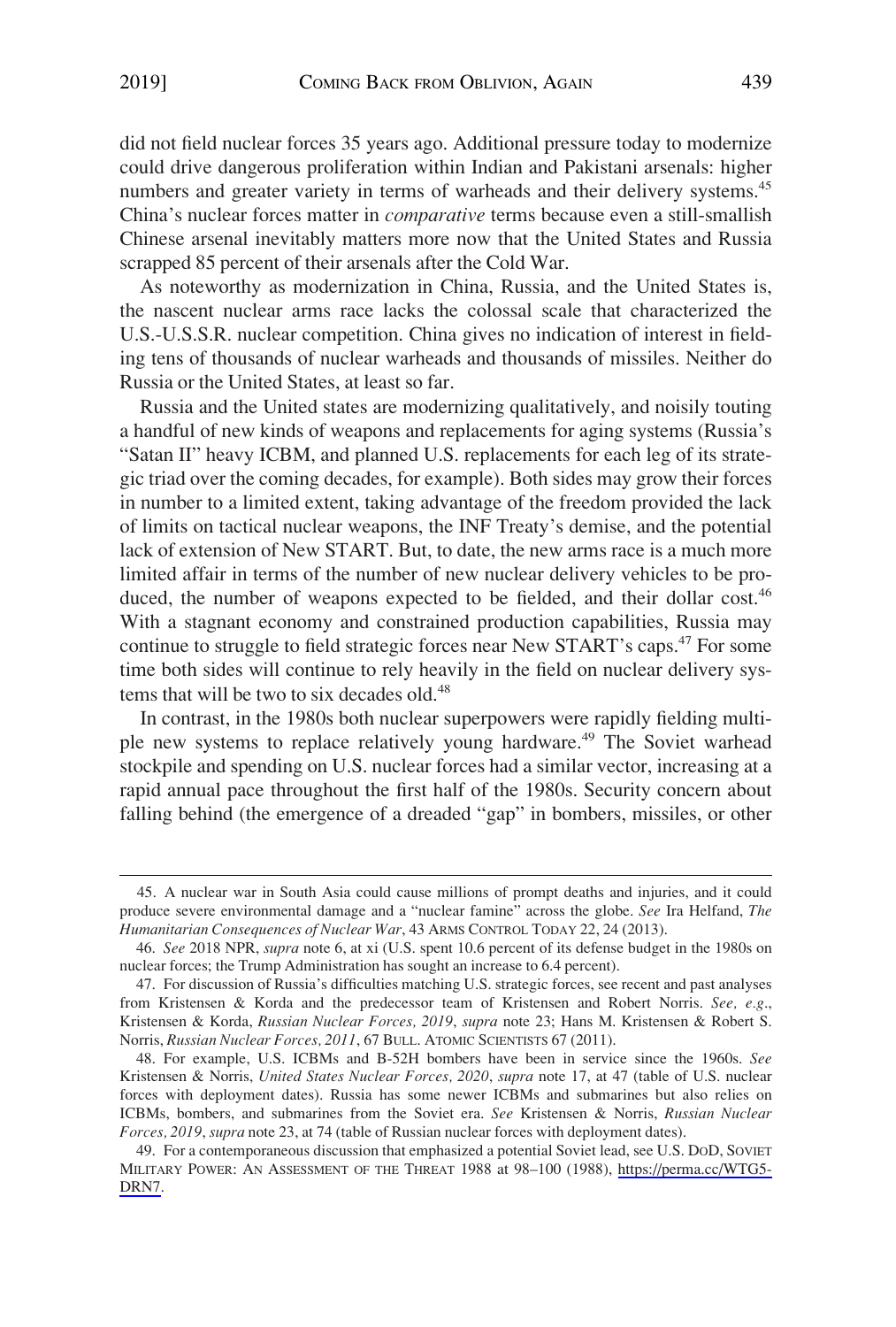did not field nuclear forces 35 years ago. Additional pressure today to modernize could drive dangerous proliferation within Indian and Pakistani arsenals: higher numbers and greater variety in terms of warheads and their delivery systems.[45] China's nuclear forces matter in *comparative* terms because even a still-smallish Chinese arsenal inevitably matters more now that the United States and Russia scrapped 85 percent of their arsenals after the Cold War.

As noteworthy as modernization in China, Russia, and the United States is, the nascent nuclear arms race lacks the colossal scale that characterized the U.S.-U.S.S.R. nuclear competition. China gives no indication of interest in fielding tens of thousands of nuclear warheads and thousands of missiles. Neither do Russia or the United States, at least so far.

Russia and the United states are modernizing qualitatively, and noisily touting a handful of new kinds of weapons and replacements for aging systems (Russia's "Satan II" heavy ICBM, and planned U.S. replacements for each leg of its strategic triad over the coming decades, for example). Both sides may grow their forces in number to a limited extent, taking advantage of the freedom provided the lack of limits on tactical nuclear weapons, the INF Treaty's demise, and the potential lack of extension of New START. But, to date, the new arms race is a much more limited affair in terms of the number of new nuclear delivery vehicles to be produced, the number of weapons expected to be fielded, and their dollar cost.[46] With a stagnant economy and constrained production capabilities, Russia may continue to struggle to field strategic forces near New START's caps.[47] For some time both sides will continue to rely heavily in the field on nuclear delivery systems that will be two to six decades old.[48]

In contrast, in the 1980s both nuclear superpowers were rapidly fielding multiple new systems to replace relatively young hardware.[49] The Soviet warhead stockpile and spending on U.S. nuclear forces had a similar vector, increasing at a rapid annual pace throughout the first half of the 1980s. Security concern about falling behind (the emergence of a dreaded "gap" in bombers, missiles, or other

---

45. A nuclear war in South Asia could cause millions of prompt deaths and injuries, and it could produce severe environmental damage and a "nuclear famine" across the globe. *See* Ira Helfand, *The Humanitarian Consequences of Nuclear War*, 43 ARMS CONTROL TODAY 22, 24 (2013).

46. *See* 2018 NPR, *supra* note 6, at xi (U.S. spent 10.6 percent of its defense budget in the 1980s on nuclear forces; the Trump Administration has sought an increase to 6.4 percent).

47. For discussion of Russia's difficulties matching U.S. strategic forces, see recent and past analyses from Kristensen & Korda and the predecessor team of Kristensen and Robert Norris. *See, e.g.*, Kristensen & Korda, *Russian Nuclear Forces, 2019*, *supra* note 23; Hans M. Kristensen & Robert S. Norris, *Russian Nuclear Forces, 2011*, 67 BULL. ATOMIC SCIENTISTS 67 (2011).

48. For example, U.S. ICBMs and B-52H bombers have been in service since the 1960s. *See* Kristensen & Norris, *United States Nuclear Forces, 2020*, *supra* note 17, at 47 (table of U.S. nuclear forces with deployment dates). Russia has some newer ICBMs and submarines but also relies on ICBMs, bombers, and submarines from the Soviet era. *See* Kristensen & Norris, *Russian Nuclear Forces, 2019*, *supra* note 23, at 74 (table of Russian nuclear forces with deployment dates).

49. For a contemporaneous discussion that emphasized a potential Soviet lead, see U.S. DOD, SOVIET MILITARY POWER: AN ASSESSMENT OF THE THREAT 1988 at 98–100 (1988), https://perma.cc/WTG5-DRN7.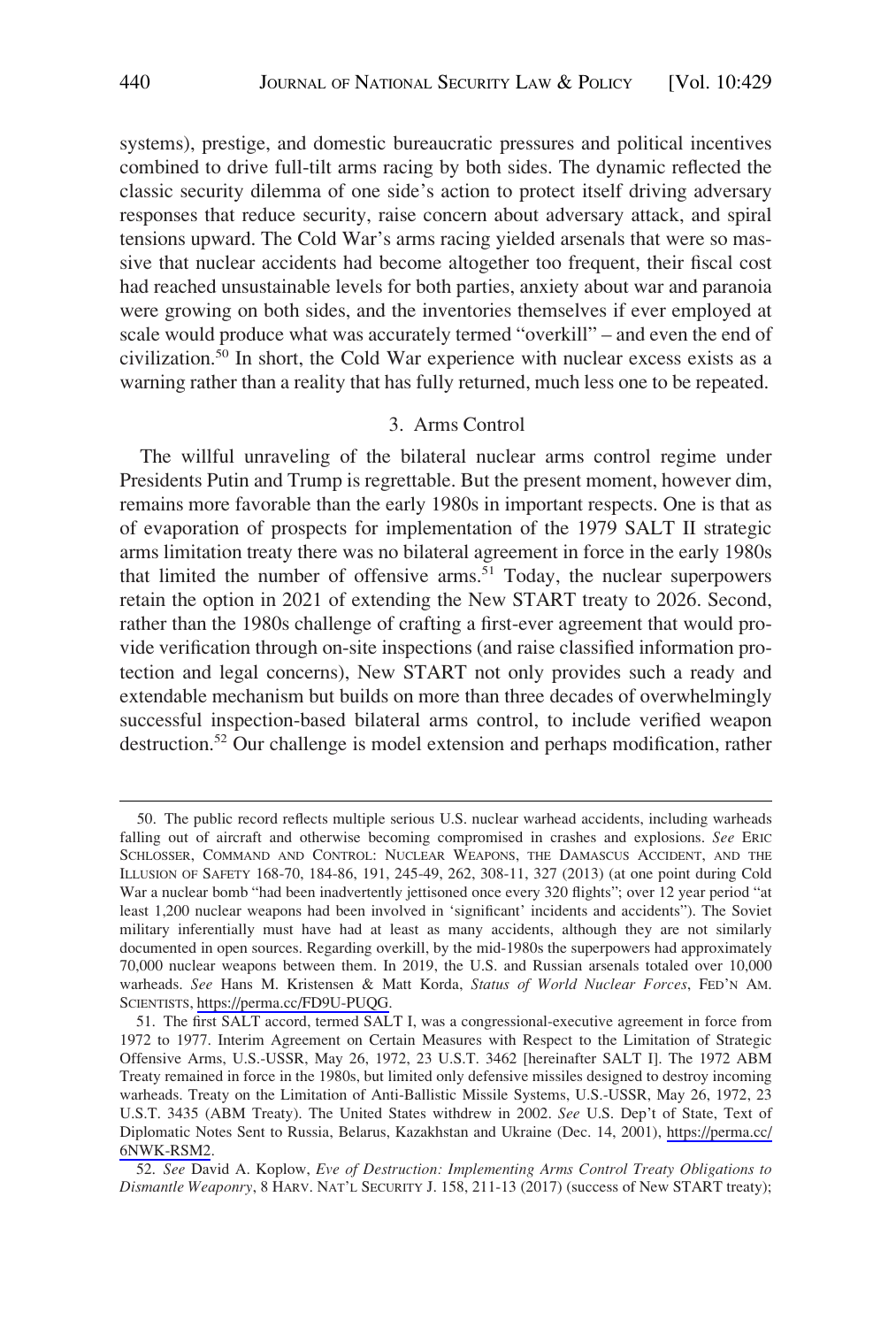systems), prestige, and domestic bureaucratic pressures and political incentives combined to drive full-tilt arms racing by both sides. The dynamic reflected the classic security dilemma of one side's action to protect itself driving adversary responses that reduce security, raise concern about adversary attack, and spiral tensions upward. The Cold War's arms racing yielded arsenals that were so massive that nuclear accidents had become altogether too frequent, their fiscal cost had reached unsustainable levels for both parties, anxiety about war and paranoia were growing on both sides, and the inventories themselves if ever employed at scale would produce what was accurately termed "overkill" – and even the end of civilization.[50] In short, the Cold War experience with nuclear excess exists as a warning rather than a reality that has fully returned, much less one to be repeated.

### 3. Arms Control

The willful unraveling of the bilateral nuclear arms control regime under Presidents Putin and Trump is regrettable. But the present moment, however dim, remains more favorable than the early 1980s in important respects. One is that as of evaporation of prospects for implementation of the 1979 SALT II strategic arms limitation treaty there was no bilateral agreement in force in the early 1980s that limited the number of offensive arms.[51] Today, the nuclear superpowers retain the option in 2021 of extending the New START treaty to 2026. Second, rather than the 1980s challenge of crafting a first-ever agreement that would provide verification through on-site inspections (and raise classified information protection and legal concerns), New START not only provides such a ready and extendable mechanism but builds on more than three decades of overwhelmingly successful inspection-based bilateral arms control, to include verified weapon destruction.[52] Our challenge is model extension and perhaps modification, rather

---

50. The public record reflects multiple serious U.S. nuclear warhead accidents, including warheads falling out of aircraft and otherwise becoming compromised in crashes and explosions. *See* ERIC SCHLOSSER, COMMAND AND CONTROL: NUCLEAR WEAPONS, THE DAMASCUS ACCIDENT, AND THE ILLUSION OF SAFETY 168-70, 184-86, 191, 245-49, 262, 308-11, 327 (2013) (at one point during Cold War a nuclear bomb "had been inadvertently jettisoned once every 320 flights"; over 12 year period "at least 1,200 nuclear weapons had been involved in 'significant' incidents and accidents"). The Soviet military inferentially must have had at least as many accidents, although they are not similarly documented in open sources. Regarding overkill, by the mid-1980s the superpowers had approximately 70,000 nuclear weapons between them. In 2019, the U.S. and Russian arsenals totaled over 10,000 warheads. *See* Hans M. Kristensen & Matt Korda, *Status of World Nuclear Forces*, FED'N AM. SCIENTISTS, https://perma.cc/FD9U-PUQG.

51. The first SALT accord, termed SALT I, was a congressional-executive agreement in force from 1972 to 1977. Interim Agreement on Certain Measures with Respect to the Limitation of Strategic Offensive Arms, U.S.-USSR, May 26, 1972, 23 U.S.T. 3462 [hereinafter SALT I]. The 1972 ABM Treaty remained in force in the 1980s, but limited only defensive missiles designed to destroy incoming warheads. Treaty on the Limitation of Anti-Ballistic Missile Systems, U.S.-USSR, May 26, 1972, 23 U.S.T. 3435 (ABM Treaty). The United States withdrew in 2002. *See* U.S. Dep't of State, Text of Diplomatic Notes Sent to Russia, Belarus, Kazakhstan and Ukraine (Dec. 14, 2001), https://perma.cc/6NWK-RSM2.

52. *See* David A. Koplow, *Eve of Destruction: Implementing Arms Control Treaty Obligations to Dismantle Weaponry*, 8 HARV. NAT'L SECURITY J. 158, 211-13 (2017) (success of New START treaty);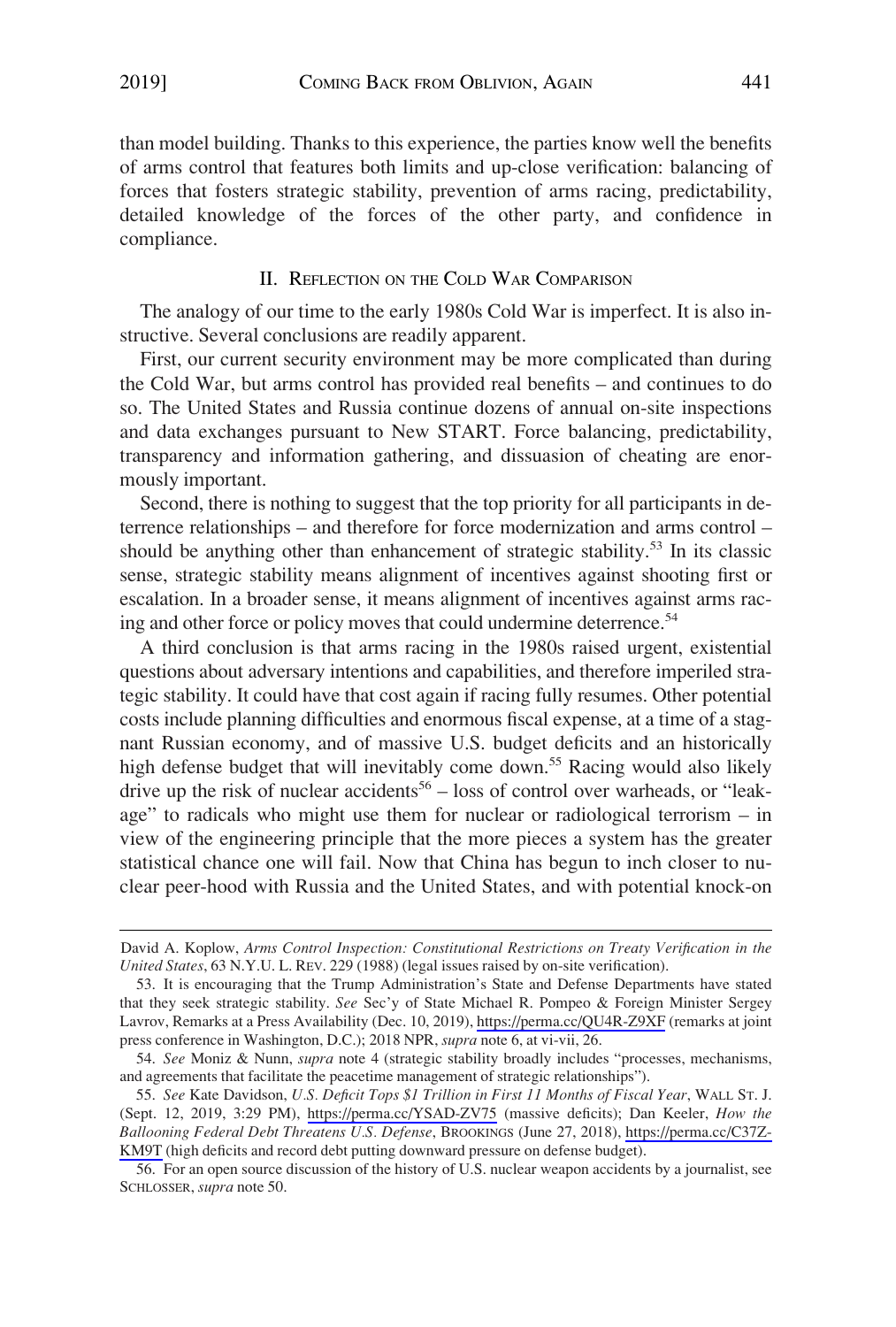than model building. Thanks to this experience, the parties know well the benefits of arms control that features both limits and up-close verification: balancing of forces that fosters strategic stability, prevention of arms racing, predictability, detailed knowledge of the forces of the other party, and confidence in compliance.

## II. Reflection on the Cold War Comparison

The analogy of our time to the early 1980s Cold War is imperfect. It is also instructive. Several conclusions are readily apparent.

First, our current security environment may be more complicated than during the Cold War, but arms control has provided real benefits – and continues to do so. The United States and Russia continue dozens of annual on-site inspections and data exchanges pursuant to New START. Force balancing, predictability, transparency and information gathering, and dissuasion of cheating are enormously important.

Second, there is nothing to suggest that the top priority for all participants in deterrence relationships – and therefore for force modernization and arms control – should be anything other than enhancement of strategic stability.[53] In its classic sense, strategic stability means alignment of incentives against shooting first or escalation. In a broader sense, it means alignment of incentives against arms racing and other force or policy moves that could undermine deterrence.[54]

A third conclusion is that arms racing in the 1980s raised urgent, existential questions about adversary intentions and capabilities, and therefore imperiled strategic stability. It could have that cost again if racing fully resumes. Other potential costs include planning difficulties and enormous fiscal expense, at a time of a stagnant Russian economy, and of massive U.S. budget deficits and an historically high defense budget that will inevitably come down.[55] Racing would also likely drive up the risk of nuclear accidents[56] – loss of control over warheads, or "leakage" to radicals who might use them for nuclear or radiological terrorism – in view of the engineering principle that the more pieces a system has the greater statistical chance one will fail. Now that China has begun to inch closer to nuclear peer-hood with Russia and the United States, and with potential knock-on

---

David A. Koplow, *Arms Control Inspection: Constitutional Restrictions on Treaty Verification in the United States*, 63 N.Y.U. L. Rev. 229 (1988) (legal issues raised by on-site verification).

53. It is encouraging that the Trump Administration's State and Defense Departments have stated that they seek strategic stability. *See* Sec'y of State Michael R. Pompeo & Foreign Minister Sergey Lavrov, Remarks at a Press Availability (Dec. 10, 2019), https://perma.cc/QU4R-Z9XF (remarks at joint press conference in Washington, D.C.); 2018 NPR, *supra* note 6, at vi-vii, 26.

54. *See* Moniz & Nunn, *supra* note 4 (strategic stability broadly includes "processes, mechanisms, and agreements that facilitate the peacetime management of strategic relationships").

55. *See* Kate Davidson, *U.S. Deficit Tops $1 Trillion in First 11 Months of Fiscal Year*, Wall St. J. (Sept. 12, 2019, 3:29 PM), https://perma.cc/YSAD-ZV75 (massive deficits); Dan Keeler, *How the Ballooning Federal Debt Threatens U.S. Defense*, Brookings (June 27, 2018), https://perma.cc/C37Z-KM9T (high deficits and record debt putting downward pressure on defense budget).

56. For an open source discussion of the history of U.S. nuclear weapon accidents by a journalist, see Schlosser, *supra* note 50.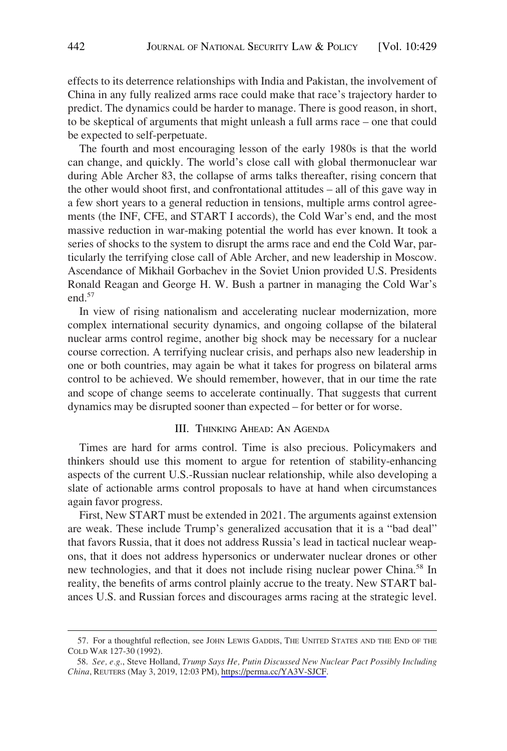effects to its deterrence relationships with India and Pakistan, the involvement of China in any fully realized arms race could make that race's trajectory harder to predict. The dynamics could be harder to manage. There is good reason, in short, to be skeptical of arguments that might unleash a full arms race – one that could be expected to self-perpetuate.

The fourth and most encouraging lesson of the early 1980s is that the world can change, and quickly. The world's close call with global thermonuclear war during Able Archer 83, the collapse of arms talks thereafter, rising concern that the other would shoot first, and confrontational attitudes – all of this gave way in a few short years to a general reduction in tensions, multiple arms control agreements (the INF, CFE, and START I accords), the Cold War's end, and the most massive reduction in war-making potential the world has ever known. It took a series of shocks to the system to disrupt the arms race and end the Cold War, particularly the terrifying close call of Able Archer, and new leadership in Moscow. Ascendance of Mikhail Gorbachev in the Soviet Union provided U.S. Presidents Ronald Reagan and George H. W. Bush a partner in managing the Cold War's end.[57]

In view of rising nationalism and accelerating nuclear modernization, more complex international security dynamics, and ongoing collapse of the bilateral nuclear arms control regime, another big shock may be necessary for a nuclear course correction. A terrifying nuclear crisis, and perhaps also new leadership in one or both countries, may again be what it takes for progress on bilateral arms control to be achieved. We should remember, however, that in our time the rate and scope of change seems to accelerate continually. That suggests that current dynamics may be disrupted sooner than expected – for better or for worse.

## III. Thinking Ahead: An Agenda

Times are hard for arms control. Time is also precious. Policymakers and thinkers should use this moment to argue for retention of stability-enhancing aspects of the current U.S.-Russian nuclear relationship, while also developing a slate of actionable arms control proposals to have at hand when circumstances again favor progress.

First, New START must be extended in 2021. The arguments against extension are weak. These include Trump's generalized accusation that it is a "bad deal" that favors Russia, that it does not address Russia's lead in tactical nuclear weapons, that it does not address hypersonics or underwater nuclear drones or other new technologies, and that it does not include rising nuclear power China.[58] In reality, the benefits of arms control plainly accrue to the treaty. New START balances U.S. and Russian forces and discourages arms racing at the strategic level.

57. For a thoughtful reflection, see John Lewis Gaddis, The United States and the End of the Cold War 127-30 (1992).

58. *See, e.g.*, Steve Holland, *Trump Says He, Putin Discussed New Nuclear Pact Possibly Including China*, Reuters (May 3, 2019, 12:03 PM), https://perma.cc/YA3V-SJCF.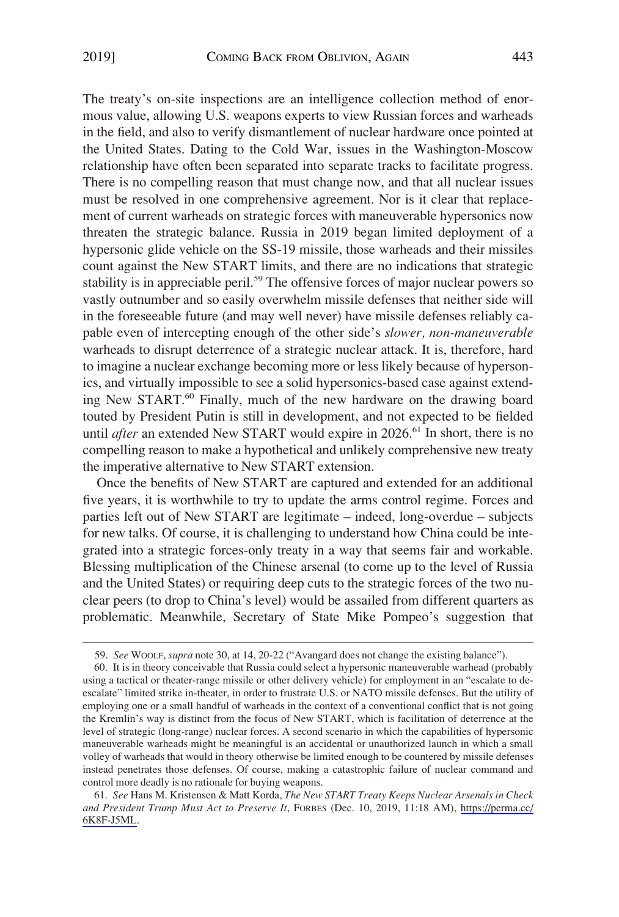The treaty's on-site inspections are an intelligence collection method of enormous value, allowing U.S. weapons experts to view Russian forces and warheads in the field, and also to verify dismantlement of nuclear hardware once pointed at the United States. Dating to the Cold War, issues in the Washington-Moscow relationship have often been separated into separate tracks to facilitate progress. There is no compelling reason that must change now, and that all nuclear issues must be resolved in one comprehensive agreement. Nor is it clear that replacement of current warheads on strategic forces with maneuverable hypersonics now threaten the strategic balance. Russia in 2019 began limited deployment of a hypersonic glide vehicle on the SS-19 missile, those warheads and their missiles count against the New START limits, and there are no indications that strategic stability is in appreciable peril.[59] The offensive forces of major nuclear powers so vastly outnumber and so easily overwhelm missile defenses that neither side will in the foreseeable future (and may well never) have missile defenses reliably capable even of intercepting enough of the other side's *slower, non-maneuverable* warheads to disrupt deterrence of a strategic nuclear attack. It is, therefore, hard to imagine a nuclear exchange becoming more or less likely because of hypersonics, and virtually impossible to see a solid hypersonics-based case against extending New START.[60] Finally, much of the new hardware on the drawing board touted by President Putin is still in development, and not expected to be fielded until *after* an extended New START would expire in 2026.[61] In short, there is no compelling reason to make a hypothetical and unlikely comprehensive new treaty the imperative alternative to New START extension.

Once the benefits of New START are captured and extended for an additional five years, it is worthwhile to try to update the arms control regime. Forces and parties left out of New START are legitimate – indeed, long-overdue – subjects for new talks. Of course, it is challenging to understand how China could be integrated into a strategic forces-only treaty in a way that seems fair and workable. Blessing multiplication of the Chinese arsenal (to come up to the level of Russia and the United States) or requiring deep cuts to the strategic forces of the two nuclear peers (to drop to China's level) would be assailed from different quarters as problematic. Meanwhile, Secretary of State Mike Pompeo's suggestion that

---

59. *See* WOOLF, *supra* note 30, at 14, 20-22 ("Avangard does not change the existing balance").

60. It is in theory conceivable that Russia could select a hypersonic maneuverable warhead (probably using a tactical or theater-range missile or other delivery vehicle) for employment in an "escalate to de-escalate" limited strike in-theater, in order to frustrate U.S. or NATO missile defenses. But the utility of employing one or a small handful of warheads in the context of a conventional conflict that is not going the Kremlin's way is distinct from the focus of New START, which is facilitation of deterrence at the level of strategic (long-range) nuclear forces. A second scenario in which the capabilities of hypersonic maneuverable warheads might be meaningful is an accidental or unauthorized launch in which a small volley of warheads that would in theory otherwise be limited enough to be countered by missile defenses instead penetrates those defenses. Of course, making a catastrophic failure of nuclear command and control more deadly is no rationale for buying weapons.

61. *See* Hans M. Kristensen & Matt Korda, *The New START Treaty Keeps Nuclear Arsenals in Check and President Trump Must Act to Preserve It*, FORBES (Dec. 10, 2019, 11:18 AM), https://perma.cc/6K8F-J5ML.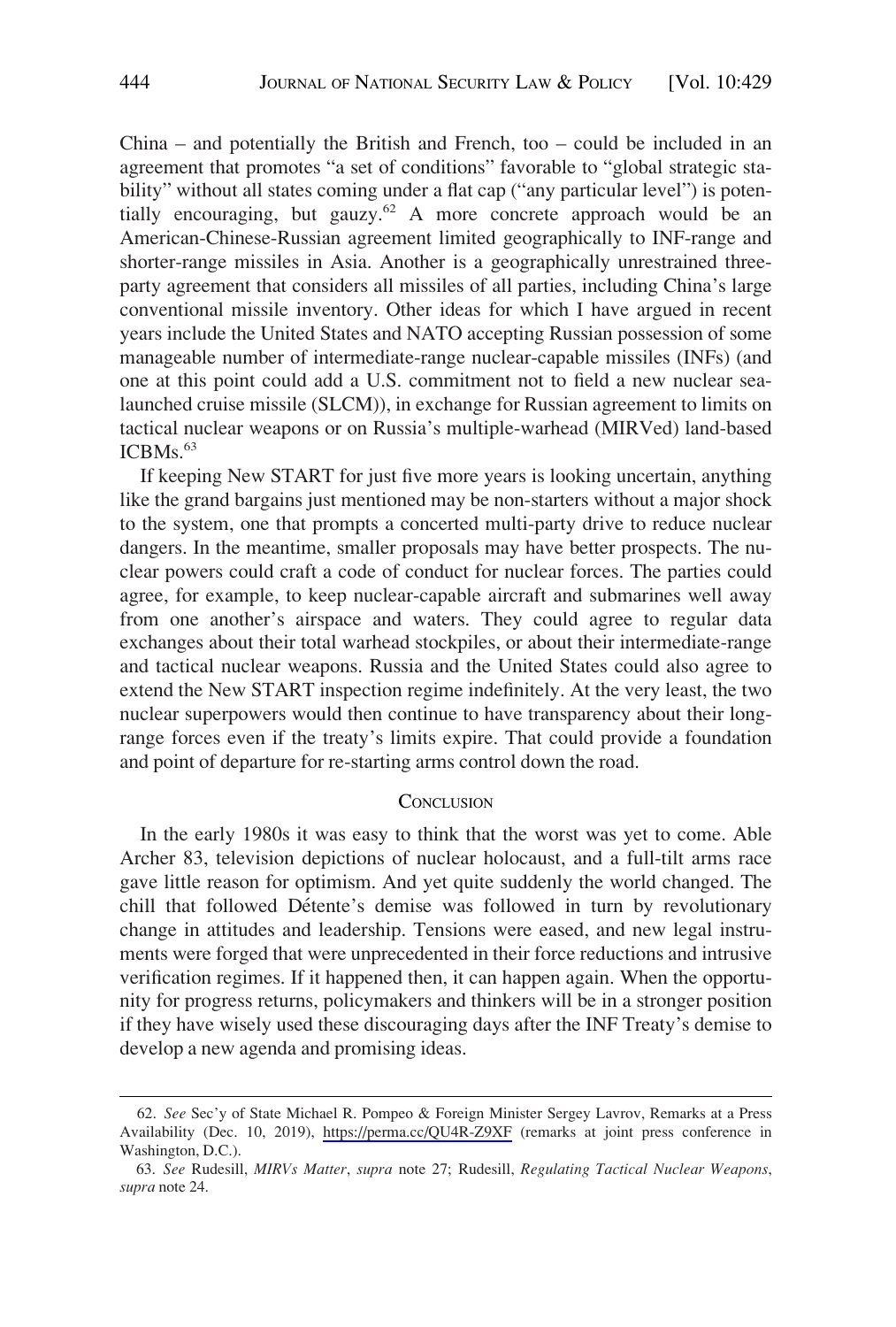China – and potentially the British and French, too – could be included in an agreement that promotes "a set of conditions" favorable to "global strategic stability" without all states coming under a flat cap ("any particular level") is potentially encouraging, but gauzy.[62] A more concrete approach would be an American-Chinese-Russian agreement limited geographically to INF-range and shorter-range missiles in Asia. Another is a geographically unrestrained three-party agreement that considers all missiles of all parties, including China's large conventional missile inventory. Other ideas for which I have argued in recent years include the United States and NATO accepting Russian possession of some manageable number of intermediate-range nuclear-capable missiles (INFs) (and one at this point could add a U.S. commitment not to field a new nuclear sea-launched cruise missile (SLCM)), in exchange for Russian agreement to limits on tactical nuclear weapons or on Russia's multiple-warhead (MIRVed) land-based ICBMs.[63]

If keeping New START for just five more years is looking uncertain, anything like the grand bargains just mentioned may be non-starters without a major shock to the system, one that prompts a concerted multi-party drive to reduce nuclear dangers. In the meantime, smaller proposals may have better prospects. The nuclear powers could craft a code of conduct for nuclear forces. The parties could agree, for example, to keep nuclear-capable aircraft and submarines well away from one another's airspace and waters. They could agree to regular data exchanges about their total warhead stockpiles, or about their intermediate-range and tactical nuclear weapons. Russia and the United States could also agree to extend the New START inspection regime indefinitely. At the very least, the two nuclear superpowers would then continue to have transparency about their long-range forces even if the treaty's limits expire. That could provide a foundation and point of departure for re-starting arms control down the road.

## Conclusion

In the early 1980s it was easy to think that the worst was yet to come. Able Archer 83, television depictions of nuclear holocaust, and a full-tilt arms race gave little reason for optimism. And yet quite suddenly the world changed. The chill that followed Détente's demise was followed in turn by revolutionary change in attitudes and leadership. Tensions were eased, and new legal instruments were forged that were unprecedented in their force reductions and intrusive verification regimes. If it happened then, it can happen again. When the opportunity for progress returns, policymakers and thinkers will be in a stronger position if they have wisely used these discouraging days after the INF Treaty's demise to develop a new agenda and promising ideas.

---

62. *See* Sec'y of State Michael R. Pompeo & Foreign Minister Sergey Lavrov, Remarks at a Press Availability (Dec. 10, 2019), https://perma.cc/QU4R-Z9XF (remarks at joint press conference in Washington, D.C.).

63. *See* Rudesill, *MIRVs Matter*, *supra* note 27; Rudesill, *Regulating Tactical Nuclear Weapons*, *supra* note 24.